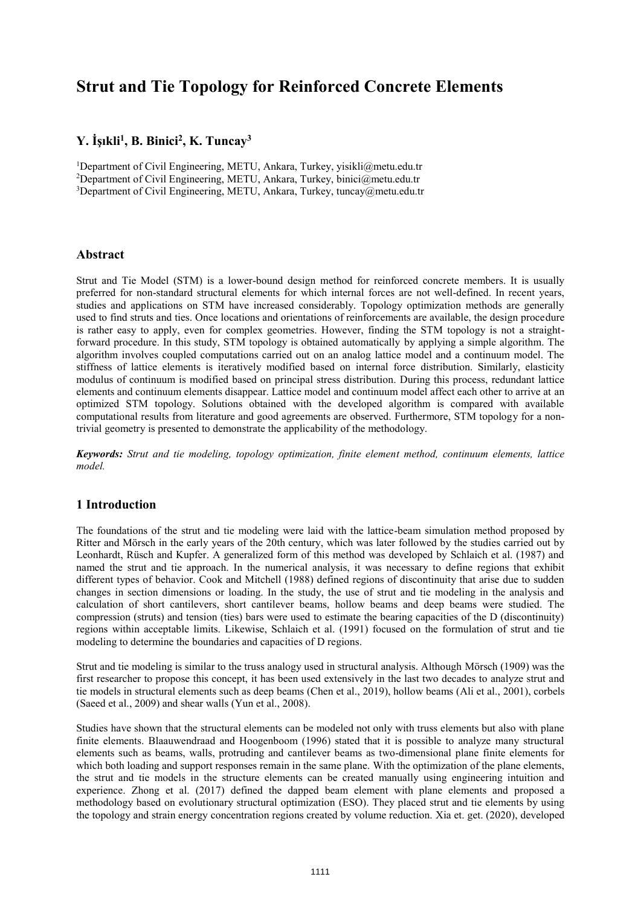# Strut and Tie Topology for Reinforced Concrete Elements

## Y. İşıkli[1], B. Binici[2], K. Tuncay[3]

[1]Department of Civil Engineering, METU, Ankara, Turkey, yisikli@metu.edu.tr
[2]Department of Civil Engineering, METU, Ankara, Turkey, binici@metu.edu.tr
[3]Department of Civil Engineering, METU, Ankara, Turkey, tuncay@metu.edu.tr

## Abstract

Strut and Tie Model (STM) is a lower-bound design method for reinforced concrete members. It is usually preferred for non-standard structural elements for which internal forces are not well-defined. In recent years, studies and applications on STM have increased considerably. Topology optimization methods are generally used to find struts and ties. Once locations and orientations of reinforcements are available, the design procedure is rather easy to apply, even for complex geometries. However, finding the STM topology is not a straight-forward procedure. In this study, STM topology is obtained automatically by applying a simple algorithm. The algorithm involves coupled computations carried out on an analog lattice model and a continuum model. The stiffness of lattice elements is iteratively modified based on internal force distribution. Similarly, elasticity modulus of continuum is modified based on principal stress distribution. During this process, redundant lattice elements and continuum elements disappear. Lattice model and continuum model affect each other to arrive at an optimized STM topology. Solutions obtained with the developed algorithm is compared with available computational results from literature and good agreements are observed. Furthermore, STM topology for a non-trivial geometry is presented to demonstrate the applicability of the methodology.

***Keywords:*** *Strut and tie modeling, topology optimization, finite element method, continuum elements, lattice model.*

## 1 Introduction

The foundations of the strut and tie modeling were laid with the lattice-beam simulation method proposed by Ritter and Mörsch in the early years of the 20th century, which was later followed by the studies carried out by Leonhardt, Rüsch and Kupfer. A generalized form of this method was developed by Schlaich et al. (1987) and named the strut and tie approach. In the numerical analysis, it was necessary to define regions that exhibit different types of behavior. Cook and Mitchell (1988) defined regions of discontinuity that arise due to sudden changes in section dimensions or loading. In the study, the use of strut and tie modeling in the analysis and calculation of short cantilevers, short cantilever beams, hollow beams and deep beams were studied. The compression (struts) and tension (ties) bars were used to estimate the bearing capacities of the D (discontinuity) regions within acceptable limits. Likewise, Schlaich et al. (1991) focused on the formulation of strut and tie modeling to determine the boundaries and capacities of D regions.

Strut and tie modeling is similar to the truss analogy used in structural analysis. Although Mörsch (1909) was the first researcher to propose this concept, it has been used extensively in the last two decades to analyze strut and tie models in structural elements such as deep beams (Chen et al., 2019), hollow beams (Ali et al., 2001), corbels (Saeed et al., 2009) and shear walls (Yun et al., 2008).

Studies have shown that the structural elements can be modeled not only with truss elements but also with plane finite elements. Blaauwendraad and Hoogenboom (1996) stated that it is possible to analyze many structural elements such as beams, walls, protruding and cantilever beams as two-dimensional plane finite elements for which both loading and support responses remain in the same plane. With the optimization of the plane elements, the strut and tie models in the structure elements can be created manually using engineering intuition and experience. Zhong et al. (2017) defined the dapped beam element with plane elements and proposed a methodology based on evolutionary structural optimization (ESO). They placed strut and tie elements by using the topology and strain energy concentration regions created by volume reduction. Xia et. get. (2020), developed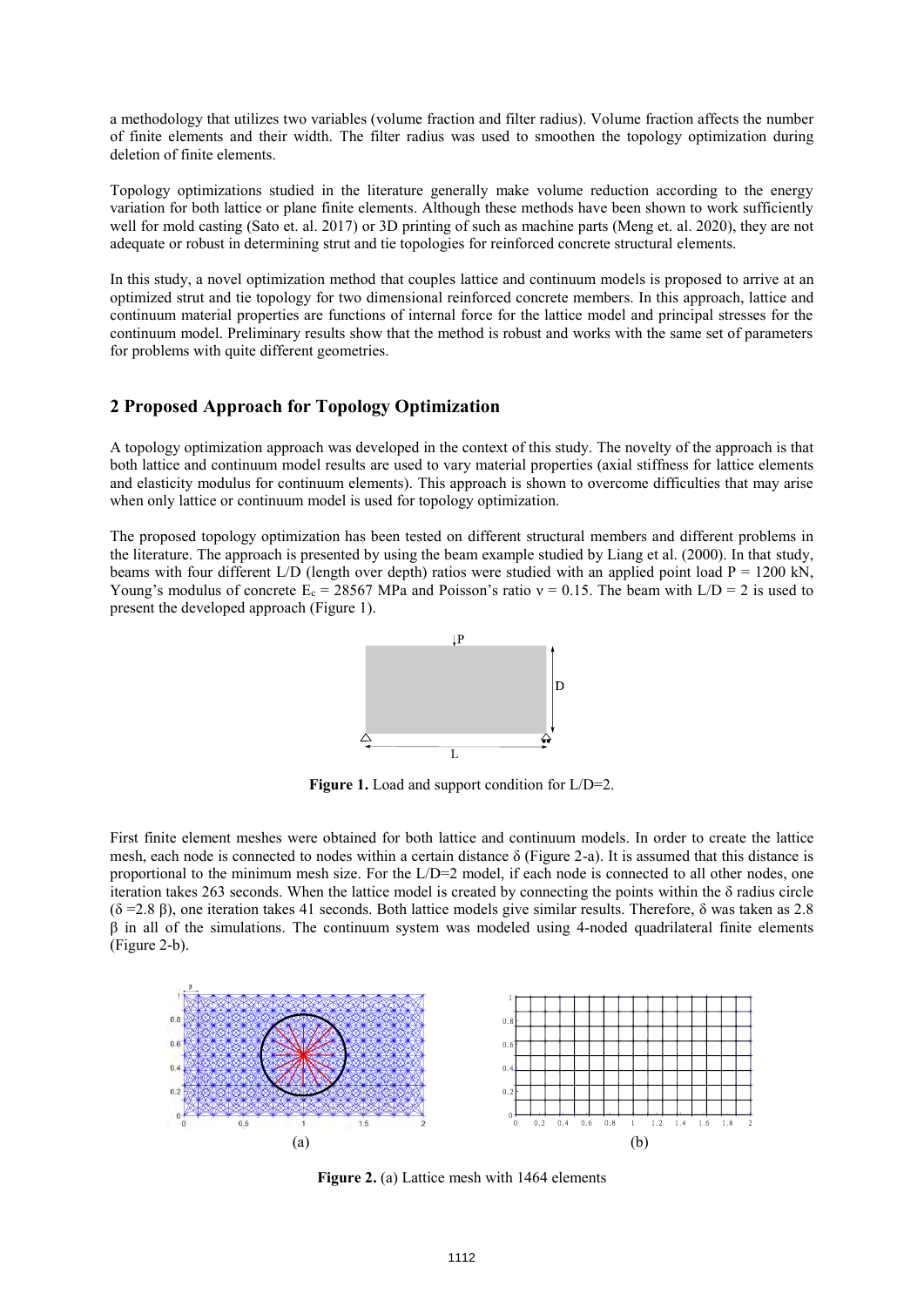a methodology that utilizes two variables (volume fraction and filter radius). Volume fraction affects the number of finite elements and their width. The filter radius was used to smoothen the topology optimization during deletion of finite elements.

Topology optimizations studied in the literature generally make volume reduction according to the energy variation for both lattice or plane finite elements. Although these methods have been shown to work sufficiently well for mold casting (Sato et. al. 2017) or 3D printing of such as machine parts (Meng et. al. 2020), they are not adequate or robust in determining strut and tie topologies for reinforced concrete structural elements.

In this study, a novel optimization method that couples lattice and continuum models is proposed to arrive at an optimized strut and tie topology for two dimensional reinforced concrete members. In this approach, lattice and continuum material properties are functions of internal force for the lattice model and principal stresses for the continuum model. Preliminary results show that the method is robust and works with the same set of parameters for problems with quite different geometries.

## 2 Proposed Approach for Topology Optimization

A topology optimization approach was developed in the context of this study. The novelty of the approach is that both lattice and continuum model results are used to vary material properties (axial stiffness for lattice elements and elasticity modulus for continuum elements). This approach is shown to overcome difficulties that may arise when only lattice or continuum model is used for topology optimization.

The proposed topology optimization has been tested on different structural members and different problems in the literature. The approach is presented by using the beam example studied by Liang et al. (2000). In that study, beams with four different L/D (length over depth) ratios were studied with an applied point load P = 1200 kN, Young's modulus of concrete $E_c$ = 28567 MPa and Poisson's ratio $\nu$ = 0.15. The beam with L/D = 2 is used to present the developed approach (Figure 1).

**Figure 1.** Load and support condition for L/D=2.

First finite element meshes were obtained for both lattice and continuum models. In order to create the lattice mesh, each node is connected to nodes within a certain distance $\delta$ (Figure 2-a). It is assumed that this distance is proportional to the minimum mesh size. For the L/D=2 model, if each node is connected to all other nodes, one iteration takes 263 seconds. When the lattice model is created by connecting the points within the $\delta$ radius circle ($\delta$ =2.8 $\beta$), one iteration takes 41 seconds. Both lattice models give similar results. Therefore, $\delta$ was taken as 2.8 $\beta$ in all of the simulations. The continuum system was modeled using 4-noded quadrilateral finite elements (Figure 2-b).

(a) (b)

**Figure 2.** (a) Lattice mesh with 1464 elements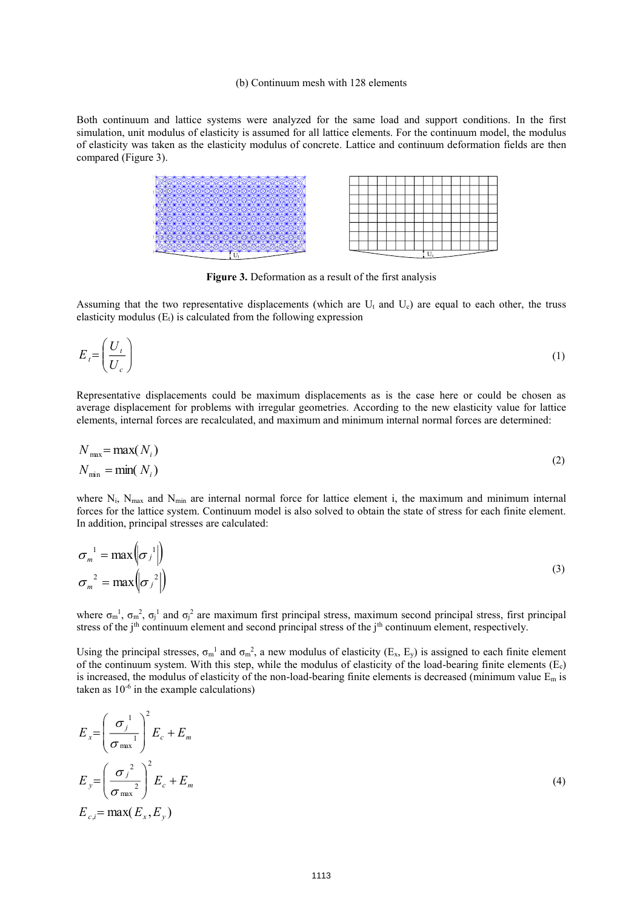(b) Continuum mesh with 128 elements

Both continuum and lattice systems were analyzed for the same load and support conditions. In the first simulation, unit modulus of elasticity is assumed for all lattice elements. For the continuum model, the modulus of elasticity was taken as the elasticity modulus of concrete. Lattice and continuum deformation fields are then compared (Figure 3).

**Figure 3.** Deformation as a result of the first analysis

Assuming that the two representative displacements (which are $U_t$ and $U_c$) are equal to each other, the truss elasticity modulus ($E_t$) is calculated from the following expression

$$E_t = \left( \frac{U_t}{U_c} \right) \tag{1}$$

Representative displacements could be maximum displacements as is the case here or could be chosen as average displacement for problems with irregular geometries. According to the new elasticity value for lattice elements, internal forces are recalculated, and maximum and minimum internal normal forces are determined:

$$\begin{aligned} N_{max} &= \max(N_i) \\ N_{min} &= \min(N_i) \end{aligned} \tag{2}$$

where $N_i$, $N_{max}$ and $N_{min}$ are internal normal force for lattice element i, the maximum and minimum internal forces for the lattice system. Continuum model is also solved to obtain the state of stress for each finite element. In addition, principal stresses are calculated:

$$\begin{aligned} \sigma_m^{\ 1} &= \max\left(\left|\sigma_j^{\ 1}\right|\right) \\ \sigma_m^{\ 2} &= \max\left(\left|\sigma_j^{\ 2}\right|\right) \end{aligned} \tag{3}$$

where $\sigma_m^1$, $\sigma_m^2$, $\sigma_j^1$ and $\sigma_j^2$ are maximum first principal stress, maximum second principal stress, first principal stress of the j[th] continuum element and second principal stress of the j[th] continuum element, respectively.

Using the principal stresses, $\sigma_m^1$ and $\sigma_m^2$, a new modulus of elasticity ($E_x$, $E_y$) is assigned to each finite element of the continuum system. With this step, while the modulus of elasticity of the load-bearing finite elements ($E_c$) is increased, the modulus of elasticity of the non-load-bearing finite elements is decreased (minimum value $E_m$ is taken as $10^{-6}$ in the example calculations)

$$\begin{aligned} E_x &= \left( \frac{\sigma_j^{\ 1}}{\sigma_{max}^{\ \ 1}} \right)^2 E_c + E_m \\ E_y &= \left( \frac{\sigma_j^{\ 2}}{\sigma_{max}^{\ \ 2}} \right)^2 E_c + E_m \\ E_{c,i} &= \max(E_x, E_y) \end{aligned} \tag{4}$$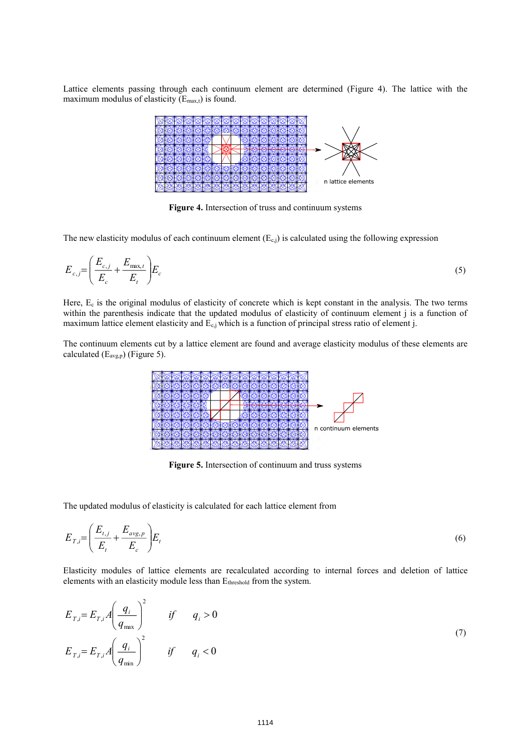Lattice elements passing through each continuum element are determined (Figure 4). The lattice with the maximum modulus of elasticity ($E_{max,t}$) is found.

**Figure 4.** Intersection of truss and continuum systems

The new elasticity modulus of each continuum element ($E_{c,j}$) is calculated using the following expression

$$E_{c,j} = \left( \frac{E_{c,j}}{E_c} + \frac{E_{\max,t}}{E_t} \right) E_c \tag{5}$$

Here, $E_c$ is the original modulus of elasticity of concrete which is kept constant in the analysis. The two terms within the parenthesis indicate that the updated modulus of elasticity of continuum element j is a function of maximum lattice element elasticity and $E_{c,j}$ which is a function of principal stress ratio of element j.

The continuum elements cut by a lattice element are found and average elasticity modulus of these elements are calculated ($E_{avg,p}$) (Figure 5).

**Figure 5.** Intersection of continuum and truss systems

The updated modulus of elasticity is calculated for each lattice element from

$$E_{T,i} = \left( \frac{E_{t,j}}{E_t} + \frac{E_{avg,p}}{E_c} \right) E_t \tag{6}$$

Elasticity modules of lattice elements are recalculated according to internal forces and deletion of lattice elements with an elasticity module less than $E_{threshold}$ from the system.

$$
\begin{aligned}
E_{T,i} &= E_{T,i} A \left( \frac{q_i}{q_{\max}} \right)^2 \qquad if \quad q_i > 0 \\
E_{T,i} &= E_{T,i} A \left( \frac{q_i}{q_{\min}} \right)^2 \qquad if \quad q_i < 0
\end{aligned}
\tag{7}
$$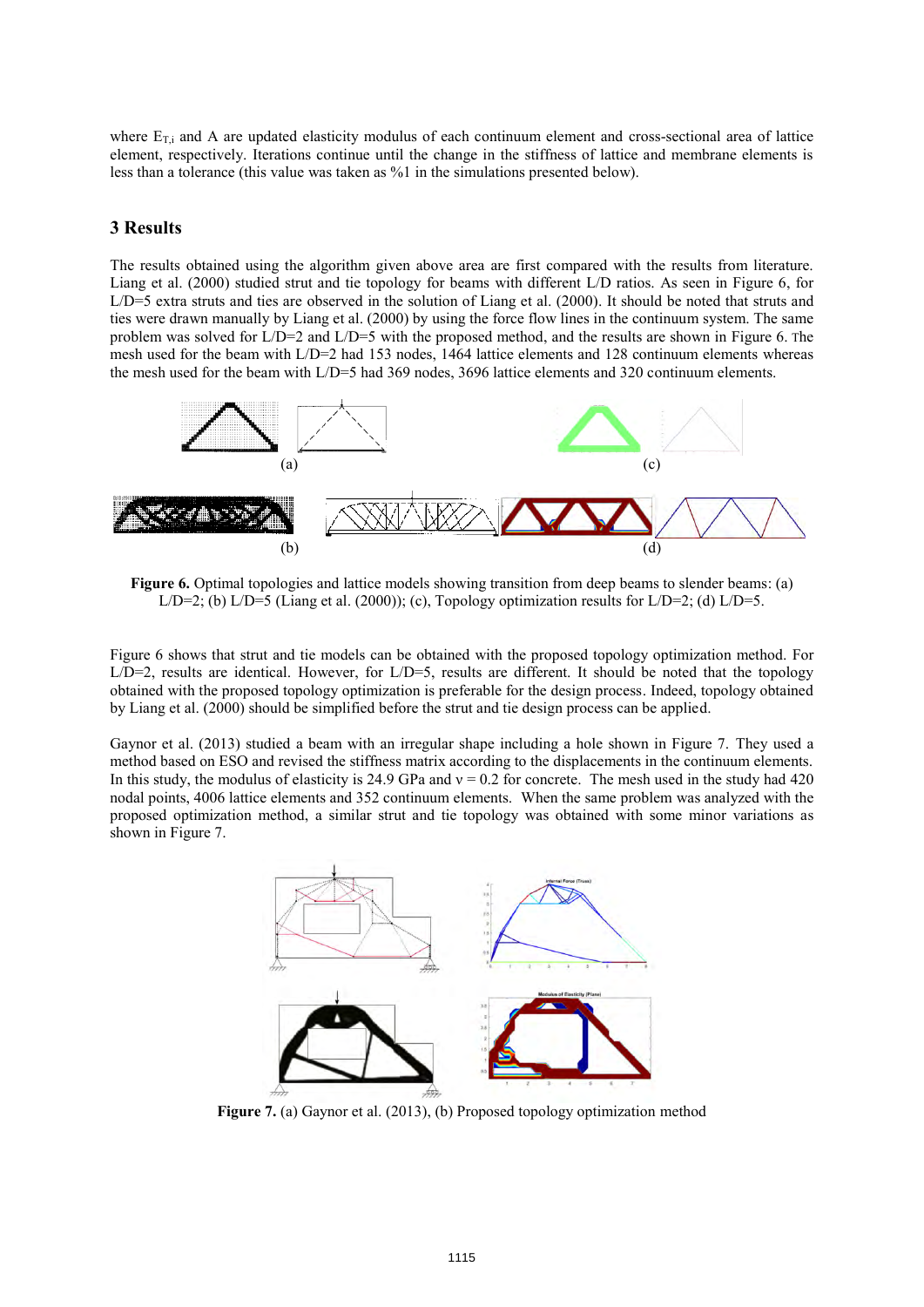where $E_{T,i}$ and A are updated elasticity modulus of each continuum element and cross-sectional area of lattice element, respectively. Iterations continue until the change in the stiffness of lattice and membrane elements is less than a tolerance (this value was taken as %1 in the simulations presented below).

## 3 Results

The results obtained using the algorithm given above area are first compared with the results from literature. Liang et al. (2000) studied strut and tie topology for beams with different L/D ratios. As seen in Figure 6, for L/D=5 extra struts and ties are observed in the solution of Liang et al. (2000). It should be noted that struts and ties were drawn manually by Liang et al. (2000) by using the force flow lines in the continuum system. The same problem was solved for L/D=2 and L/D=5 with the proposed method, and the results are shown in Figure 6. The mesh used for the beam with L/D=2 had 153 nodes, 1464 lattice elements and 128 continuum elements whereas the mesh used for the beam with L/D=5 had 369 nodes, 3696 lattice elements and 320 continuum elements.

**Figure 6.** Optimal topologies and lattice models showing transition from deep beams to slender beams: (a) L/D=2; (b) L/D=5 (Liang et al. (2000)); (c), Topology optimization results for L/D=2; (d) L/D=5.

Figure 6 shows that strut and tie models can be obtained with the proposed topology optimization method. For L/D=2, results are identical. However, for L/D=5, results are different. It should be noted that the topology obtained with the proposed topology optimization is preferable for the design process. Indeed, topology obtained by Liang et al. (2000) should be simplified before the strut and tie design process can be applied.

Gaynor et al. (2013) studied a beam with an irregular shape including a hole shown in Figure 7. They used a method based on ESO and revised the stiffness matrix according to the displacements in the continuum elements. In this study, the modulus of elasticity is 24.9 GPa and ν = 0.2 for concrete. The mesh used in the study had 420 nodal points, 4006 lattice elements and 352 continuum elements. When the same problem was analyzed with the proposed optimization method, a similar strut and tie topology was obtained with some minor variations as shown in Figure 7.

**Figure 7.** (a) Gaynor et al. (2013), (b) Proposed topology optimization method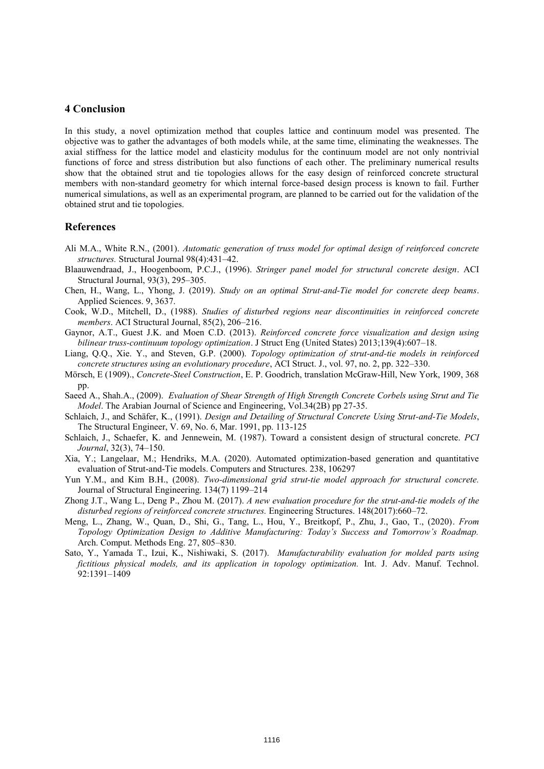## 4 Conclusion

In this study, a novel optimization method that couples lattice and continuum model was presented. The objective was to gather the advantages of both models while, at the same time, eliminating the weaknesses. The axial stiffness for the lattice model and elasticity modulus for the continuum model are not only nontrivial functions of force and stress distribution but also functions of each other. The preliminary numerical results show that the obtained strut and tie topologies allows for the easy design of reinforced concrete structural members with non-standard geometry for which internal force-based design process is known to fail. Further numerical simulations, as well as an experimental program, are planned to be carried out for the validation of the obtained strut and tie topologies.

## References

Ali M.A., White R.N., (2001). *Automatic generation of truss model for optimal design of reinforced concrete structures.* Structural Journal 98(4):431–42.

Blaauwendraad, J., Hoogenboom, P.C.J., (1996). *Stringer panel model for structural concrete design*. ACI Structural Journal, 93(3), 295–305.

Chen, H., Wang, L., Yhong, J. (2019). *Study on an optimal Strut-and-Tie model for concrete deep beams*. Applied Sciences. 9, 3637.

Cook, W.D., Mitchell, D., (1988). *Studies of disturbed regions near discontinuities in reinforced concrete members*. ACI Structural Journal, 85(2), 206–216.

Gaynor, A.T., Guest J.K. and Moen C.D. (2013). *Reinforced concrete force visualization and design using bilinear truss-continuum topology optimization*. J Struct Eng (United States) 2013;139(4):607–18.

Liang, Q.Q., Xie. Y., and Steven, G.P. (2000). *Topology optimization of strut-and-tie models in reinforced concrete structures using an evolutionary procedure*, ACI Struct. J., vol. 97, no. 2, pp. 322–330.

Mörsch, E (1909)., *Concrete-Steel Construction*, E. P. Goodrich, translation McGraw-Hill, New York, 1909, 368 pp.

Saeed A., Shah.A., (2009). *Evaluation of Shear Strength of High Strength Concrete Corbels using Strut and Tie Model*. The Arabian Journal of Science and Engineering, Vol.34(2B) pp 27-35.

Schlaich, J., and Schäfer, K., (1991). *Design and Detailing of Structural Concrete Using Strut-and-Tie Models*, The Structural Engineer, V. 69, No. 6, Mar. 1991, pp. 113-125

Schlaich, J., Schaefer, K. and Jennewein, M. (1987). Toward a consistent design of structural concrete. *PCI Journal*, 32(3), 74–150.

Xia, Y.; Langelaar, M.; Hendriks, M.A. (2020). Automated optimization-based generation and quantitative evaluation of Strut-and-Tie models. Computers and Structures. 238, 106297

Yun Y.M., and Kim B.H., (2008). *Two-dimensional grid strut-tie model approach for structural concrete.* Journal of Structural Engineering. 134(7) 1199–214

Zhong J.T., Wang L., Deng P., Zhou M. (2017). *A new evaluation procedure for the strut-and-tie models of the disturbed regions of reinforced concrete structures.* Engineering Structures. 148(2017):660–72.

Meng, L., Zhang, W., Quan, D., Shi, G., Tang, L., Hou, Y., Breitkopf, P., Zhu, J., Gao, T., (2020). *From Topology Optimization Design to Additive Manufacturing: Today's Success and Tomorrow's Roadmap.* Arch. Comput. Methods Eng. 27, 805–830.

Sato, Y., Yamada T., Izui, K., Nishiwaki, S. (2017). *Manufacturability evaluation for molded parts using fictitious physical models, and its application in topology optimization.* Int. J. Adv. Manuf. Technol. 92:1391–1409